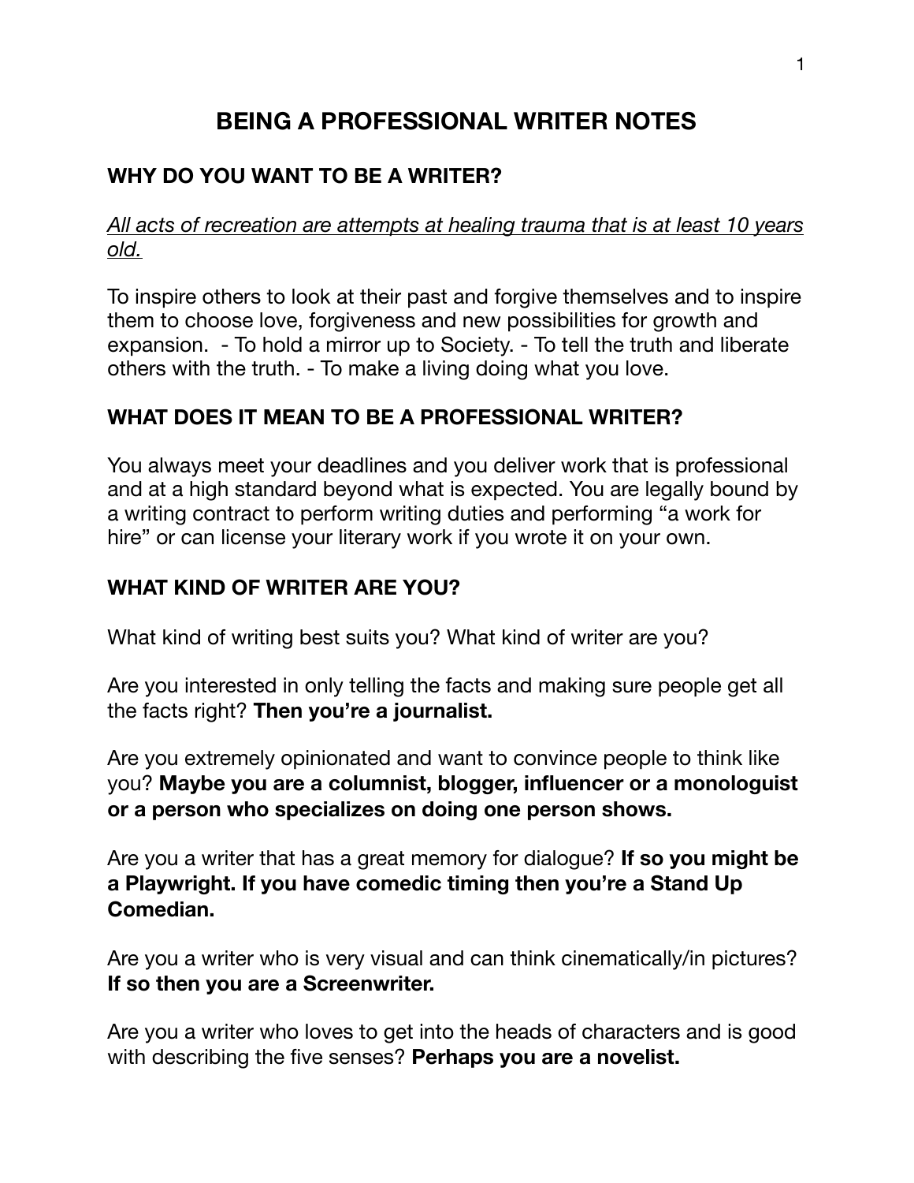# BEING A PROFESSIONAL WRITER NOTES

## WHY DO YOU WANT TO BE A WRITER?

<u>*All acts of recreation are attempts at healing trauma that is at least 10 years old.*</u>

To inspire others to look at their past and forgive themselves and to inspire them to choose love, forgiveness and new possibilities for growth and expansion. - To hold a mirror up to Society. - To tell the truth and liberate others with the truth. - To make a living doing what you love.

## WHAT DOES IT MEAN TO BE A PROFESSIONAL WRITER?

You always meet your deadlines and you deliver work that is professional and at a high standard beyond what is expected. You are legally bound by a writing contract to perform writing duties and performing "a work for hire" or can license your literary work if you wrote it on your own.

## WHAT KIND OF WRITER ARE YOU?

What kind of writing best suits you? What kind of writer are you?

Are you interested in only telling the facts and making sure people get all the facts right? **Then you're a journalist.**

Are you extremely opinionated and want to convince people to think like you? **Maybe you are a columnist, blogger, influencer or a monologuist or a person who specializes on doing one person shows.**

Are you a writer that has a great memory for dialogue? **If so you might be a Playwright. If you have comedic timing then you're a Stand Up Comedian.**

Are you a writer who is very visual and can think cinematically/in pictures? **If so then you are a Screenwriter.**

Are you a writer who loves to get into the heads of characters and is good with describing the five senses? **Perhaps you are a novelist.**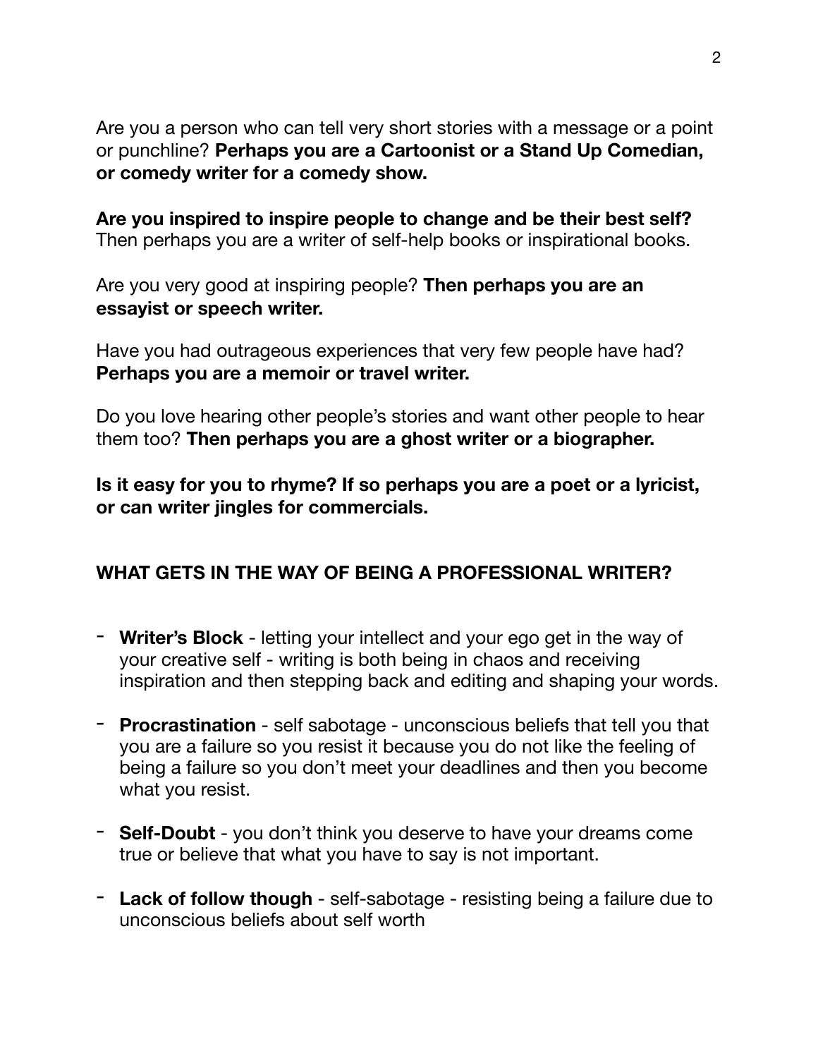Are you a person who can tell very short stories with a message or a point or punchline? **Perhaps you are a Cartoonist or a Stand Up Comedian, or comedy writer for a comedy show.**

**Are you inspired to inspire people to change and be their best self?** Then perhaps you are a writer of self-help books or inspirational books.

Are you very good at inspiring people? **Then perhaps you are an essayist or speech writer.**

Have you had outrageous experiences that very few people have had? **Perhaps you are a memoir or travel writer.**

Do you love hearing other people's stories and want other people to hear them too? **Then perhaps you are a ghost writer or a biographer.**

**Is it easy for you to rhyme? If so perhaps you are a poet or a lyricist, or can writer jingles for commercials.**

## WHAT GETS IN THE WAY OF BEING A PROFESSIONAL WRITER?

- **Writer's Block** - letting your intellect and your ego get in the way of your creative self - writing is both being in chaos and receiving inspiration and then stepping back and editing and shaping your words.
- **Procrastination** - self sabotage - unconscious beliefs that tell you that you are a failure so you resist it because you do not like the feeling of being a failure so you don't meet your deadlines and then you become what you resist.
- **Self-Doubt** - you don't think you deserve to have your dreams come true or believe that what you have to say is not important.
- **Lack of follow though** - self-sabotage - resisting being a failure due to unconscious beliefs about self worth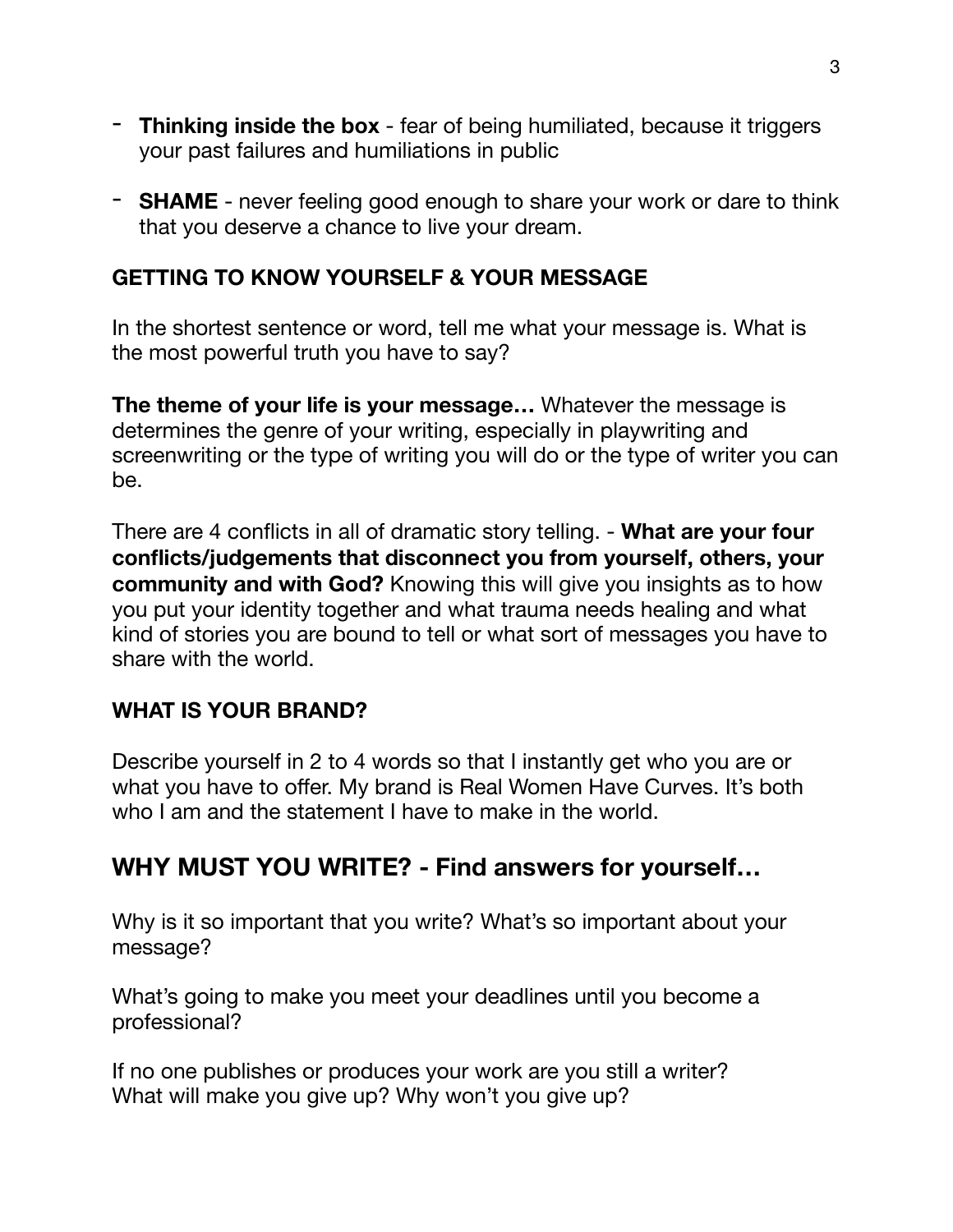- **Thinking inside the box** - fear of being humiliated, because it triggers your past failures and humiliations in public
- **SHAME** - never feeling good enough to share your work or dare to think that you deserve a chance to live your dream.

### GETTING TO KNOW YOURSELF & YOUR MESSAGE

In the shortest sentence or word, tell me what your message is. What is the most powerful truth you have to say?

**The theme of your life is your message…** Whatever the message is determines the genre of your writing, especially in playwriting and screenwriting or the type of writing you will do or the type of writer you can be.

There are 4 conflicts in all of dramatic story telling. - **What are your four conflicts/judgements that disconnect you from yourself, others, your community and with God?** Knowing this will give you insights as to how you put your identity together and what trauma needs healing and what kind of stories you are bound to tell or what sort of messages you have to share with the world.

### WHAT IS YOUR BRAND?

Describe yourself in 2 to 4 words so that I instantly get who you are or what you have to offer. My brand is Real Women Have Curves. It's both who I am and the statement I have to make in the world.

## WHY MUST YOU WRITE? - Find answers for yourself…

Why is it so important that you write? What's so important about your message?

What's going to make you meet your deadlines until you become a professional?

If no one publishes or produces your work are you still a writer?
What will make you give up? Why won't you give up?